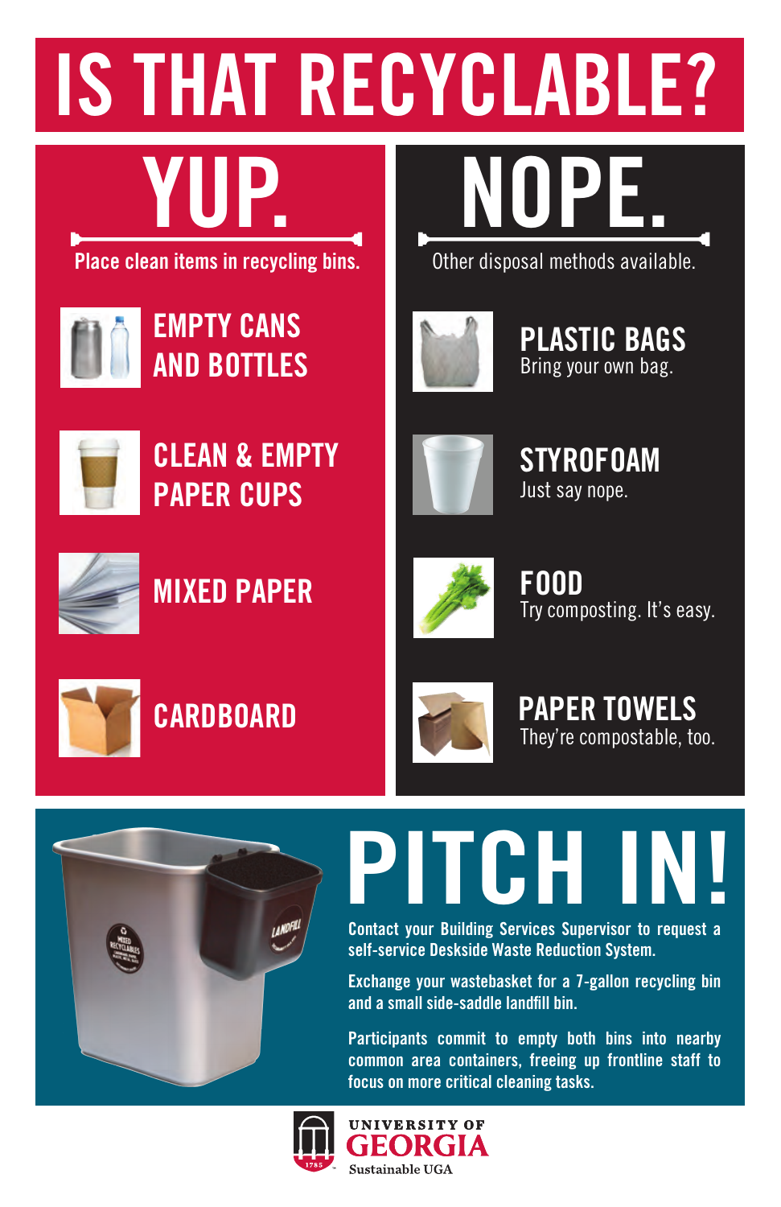# IS THAT RECYCLABLE?

## YUP.

**Place clean items in recycling bins.**

- **EMPTY CANS AND BOTTLES**
- **CLEAN & EMPTY PAPER CUPS**
- **MIXED PAPER**
- **CARDBOARD**

## NOPE.

Other disposal methods available.

- **PLASTIC BAGS**
  Bring your own bag.
- **STYROFOAM**
  Just say nope.
- **FOOD**
  Try composting. It's easy.
- **PAPER TOWELS**
  They're compostable, too.

## PITCH IN!

**Contact your Building Services Supervisor to request a self-service Deskside Waste Reduction System.**

**Exchange your wastebasket for a 7-gallon recycling bin and a small side-saddle landfill bin.**

**Participants commit to empty both bins into nearby common area containers, freeing up frontline staff to focus on more critical cleaning tasks.**

UNIVERSITY OF GEORGIA
Sustainable UGA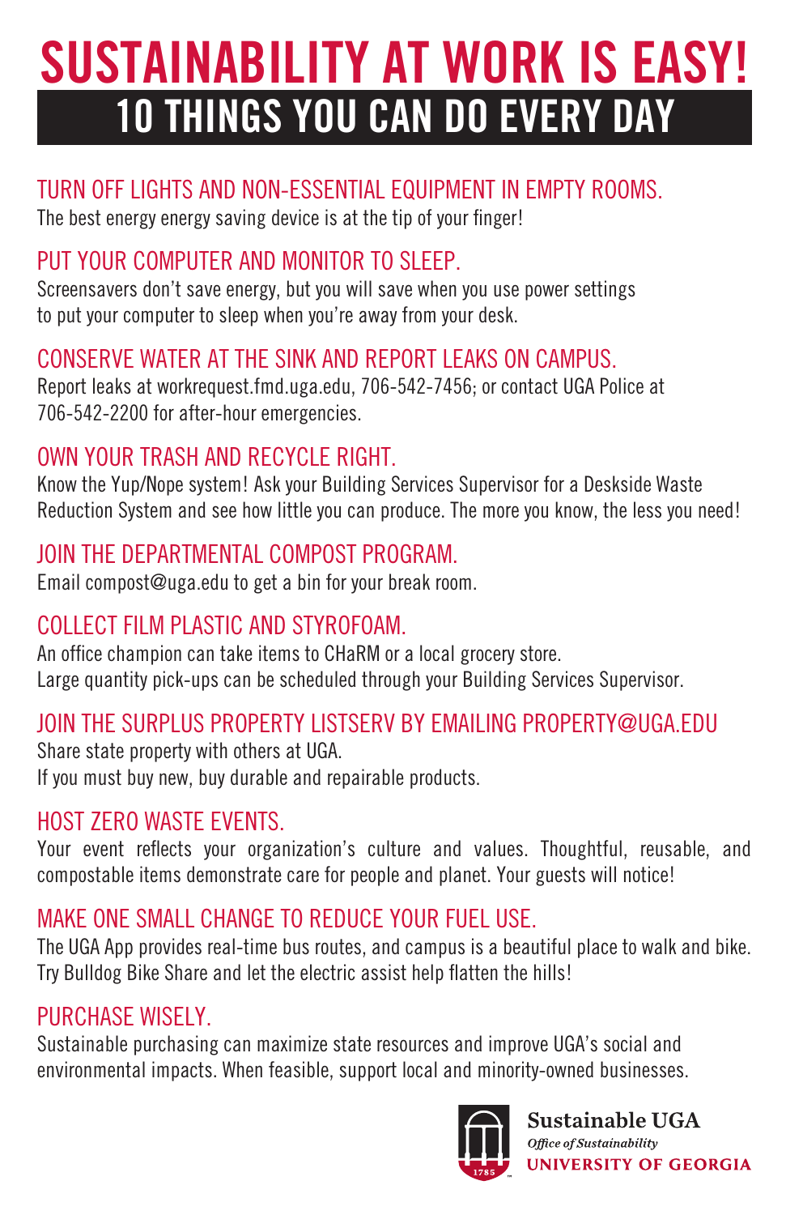# SUSTAINABILITY AT WORK IS EASY!

## 10 THINGS YOU CAN DO EVERY DAY

### TURN OFF LIGHTS AND NON-ESSENTIAL EQUIPMENT IN EMPTY ROOMS.

The best energy energy saving device is at the tip of your finger!

### PUT YOUR COMPUTER AND MONITOR TO SLEEP.

Screensavers don't save energy, but you will save when you use power settings to put your computer to sleep when you're away from your desk.

### CONSERVE WATER AT THE SINK AND REPORT LEAKS ON CAMPUS.

Report leaks at workrequest.fmd.uga.edu, 706-542-7456; or contact UGA Police at 706-542-2200 for after-hour emergencies.

### OWN YOUR TRASH AND RECYCLE RIGHT.

Know the Yup/Nope system! Ask your Building Services Supervisor for a Deskside Waste Reduction System and see how little you can produce. The more you know, the less you need!

### JOIN THE DEPARTMENTAL COMPOST PROGRAM.

Email compost@uga.edu to get a bin for your break room.

### COLLECT FILM PLASTIC AND STYROFOAM.

An office champion can take items to CHaRM or a local grocery store.
Large quantity pick-ups can be scheduled through your Building Services Supervisor.

### JOIN THE SURPLUS PROPERTY LISTSERV BY EMAILING PROPERTY@UGA.EDU

Share state property with others at UGA.
If you must buy new, buy durable and repairable products.

### HOST ZERO WASTE EVENTS.

Your event reflects your organization's culture and values. Thoughtful, reusable, and compostable items demonstrate care for people and planet. Your guests will notice!

### MAKE ONE SMALL CHANGE TO REDUCE YOUR FUEL USE.

The UGA App provides real-time bus routes, and campus is a beautiful place to walk and bike. Try Bulldog Bike Share and let the electric assist help flatten the hills!

### PURCHASE WISELY.

Sustainable purchasing can maximize state resources and improve UGA's social and environmental impacts. When feasible, support local and minority-owned businesses.

Sustainable UGA
*Office of Sustainability*
UNIVERSITY OF GEORGIA